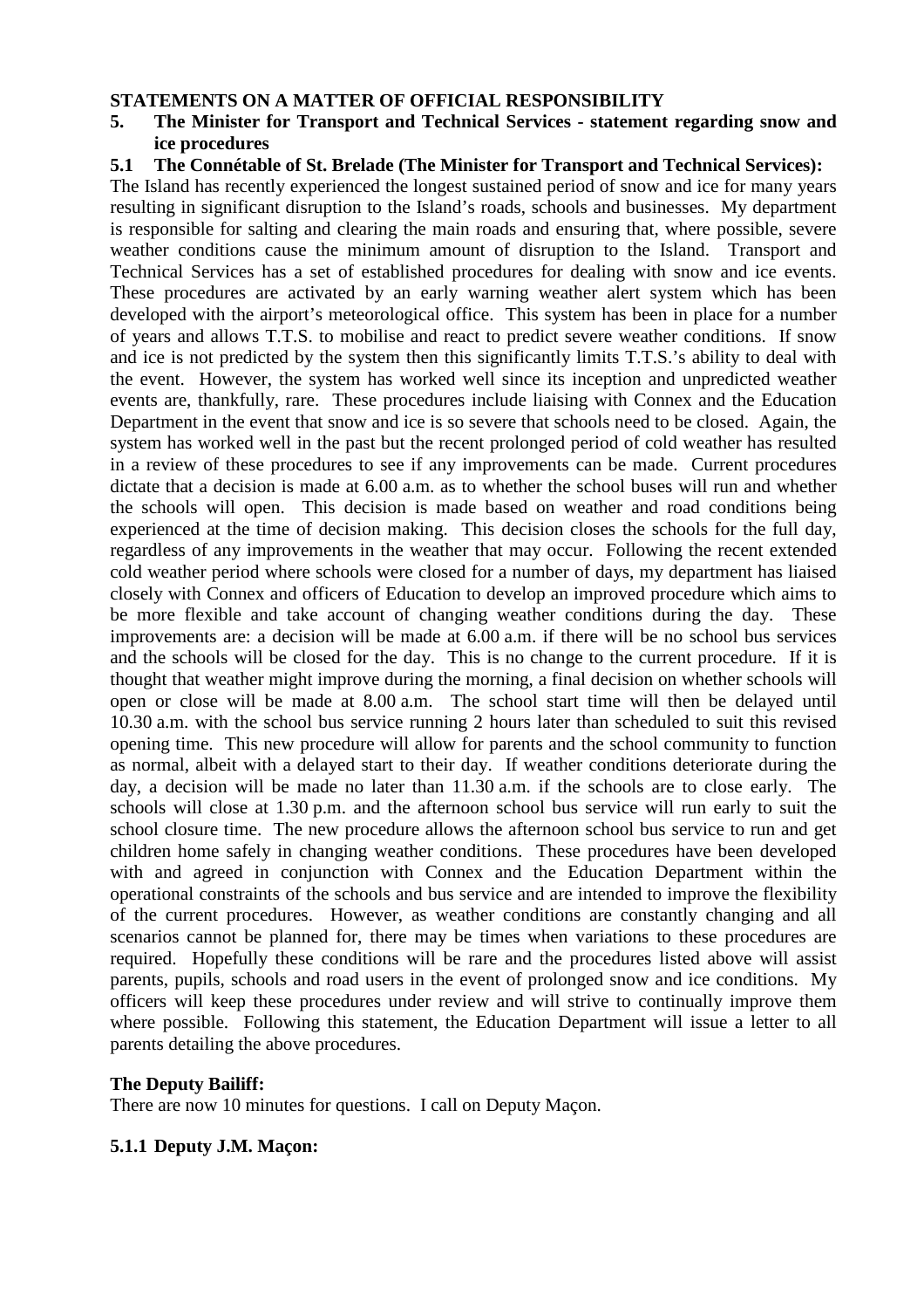**STATEMENTS ON A MATTER OF OFFICIAL RESPONSIBILITY**

**5. The Minister for Transport and Technical Services - statement regarding snow and ice procedures**

**5.1 The Connétable of St. Brelade (The Minister for Transport and Technical Services):**

The Island has recently experienced the longest sustained period of snow and ice for many years resulting in significant disruption to the Island's roads, schools and businesses. My department is responsible for salting and clearing the main roads and ensuring that, where possible, severe weather conditions cause the minimum amount of disruption to the Island. Transport and Technical Services has a set of established procedures for dealing with snow and ice events. These procedures are activated by an early warning weather alert system which has been developed with the airport's meteorological office. This system has been in place for a number of years and allows T.T.S. to mobilise and react to predict severe weather conditions. If snow and ice is not predicted by the system then this significantly limits T.T.S.'s ability to deal with the event. However, the system has worked well since its inception and unpredicted weather events are, thankfully, rare. These procedures include liaising with Connex and the Education Department in the event that snow and ice is so severe that schools need to be closed. Again, the system has worked well in the past but the recent prolonged period of cold weather has resulted in a review of these procedures to see if any improvements can be made. Current procedures dictate that a decision is made at 6.00 a.m. as to whether the school buses will run and whether the schools will open. This decision is made based on weather and road conditions being experienced at the time of decision making. This decision closes the schools for the full day, regardless of any improvements in the weather that may occur. Following the recent extended cold weather period where schools were closed for a number of days, my department has liaised closely with Connex and officers of Education to develop an improved procedure which aims to be more flexible and take account of changing weather conditions during the day. These improvements are: a decision will be made at 6.00 a.m. if there will be no school bus services and the schools will be closed for the day. This is no change to the current procedure. If it is thought that weather might improve during the morning, a final decision on whether schools will open or close will be made at 8.00 a.m. The school start time will then be delayed until 10.30 a.m. with the school bus service running 2 hours later than scheduled to suit this revised opening time. This new procedure will allow for parents and the school community to function as normal, albeit with a delayed start to their day. If weather conditions deteriorate during the day, a decision will be made no later than 11.30 a.m. if the schools are to close early. The schools will close at 1.30 p.m. and the afternoon school bus service will run early to suit the school closure time. The new procedure allows the afternoon school bus service to run and get children home safely in changing weather conditions. These procedures have been developed with and agreed in conjunction with Connex and the Education Department within the operational constraints of the schools and bus service and are intended to improve the flexibility of the current procedures. However, as weather conditions are constantly changing and all scenarios cannot be planned for, there may be times when variations to these procedures are required. Hopefully these conditions will be rare and the procedures listed above will assist parents, pupils, schools and road users in the event of prolonged snow and ice conditions. My officers will keep these procedures under review and will strive to continually improve them where possible. Following this statement, the Education Department will issue a letter to all parents detailing the above procedures.

**The Deputy Bailiff:**

There are now 10 minutes for questions. I call on Deputy Maçon.

**5.1.1 Deputy J.M. Maçon:**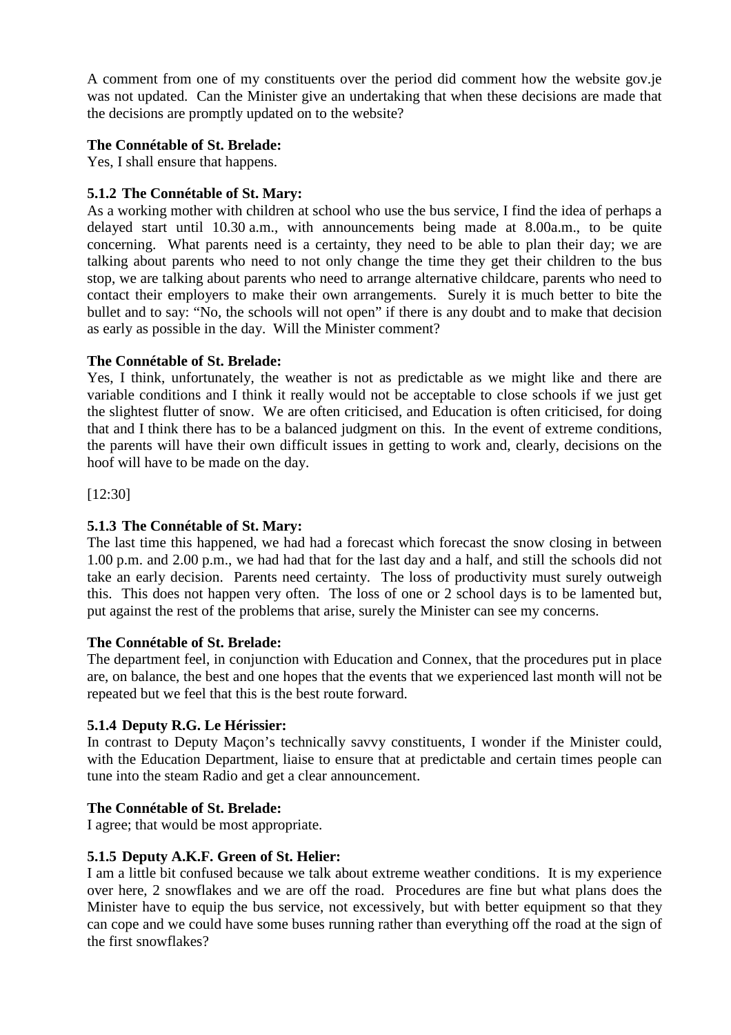A comment from one of my constituents over the period did comment how the website gov.je was not updated. Can the Minister give an undertaking that when these decisions are made that the decisions are promptly updated on to the website?

**The Connétable of St. Brelade:**

Yes, I shall ensure that happens.

**5.1.2 The Connétable of St. Mary:**

As a working mother with children at school who use the bus service, I find the idea of perhaps a delayed start until 10.30 a.m., with announcements being made at 8.00a.m., to be quite concerning. What parents need is a certainty, they need to be able to plan their day; we are talking about parents who need to not only change the time they get their children to the bus stop, we are talking about parents who need to arrange alternative childcare, parents who need to contact their employers to make their own arrangements. Surely it is much better to bite the bullet and to say: "No, the schools will not open" if there is any doubt and to make that decision as early as possible in the day. Will the Minister comment?

**The Connétable of St. Brelade:**

Yes, I think, unfortunately, the weather is not as predictable as we might like and there are variable conditions and I think it really would not be acceptable to close schools if we just get the slightest flutter of snow. We are often criticised, and Education is often criticised, for doing that and I think there has to be a balanced judgment on this. In the event of extreme conditions, the parents will have their own difficult issues in getting to work and, clearly, decisions on the hoof will have to be made on the day.

[12:30]

**5.1.3 The Connétable of St. Mary:**

The last time this happened, we had had a forecast which forecast the snow closing in between 1.00 p.m. and 2.00 p.m., we had had that for the last day and a half, and still the schools did not take an early decision. Parents need certainty. The loss of productivity must surely outweigh this. This does not happen very often. The loss of one or 2 school days is to be lamented but, put against the rest of the problems that arise, surely the Minister can see my concerns.

**The Connétable of St. Brelade:**

The department feel, in conjunction with Education and Connex, that the procedures put in place are, on balance, the best and one hopes that the events that we experienced last month will not be repeated but we feel that this is the best route forward.

**5.1.4 Deputy R.G. Le Hérissier:**

In contrast to Deputy Maçon's technically savvy constituents, I wonder if the Minister could, with the Education Department, liaise to ensure that at predictable and certain times people can tune into the steam Radio and get a clear announcement.

**The Connétable of St. Brelade:**

I agree; that would be most appropriate.

**5.1.5 Deputy A.K.F. Green of St. Helier:**

I am a little bit confused because we talk about extreme weather conditions. It is my experience over here, 2 snowflakes and we are off the road. Procedures are fine but what plans does the Minister have to equip the bus service, not excessively, but with better equipment so that they can cope and we could have some buses running rather than everything off the road at the sign of the first snowflakes?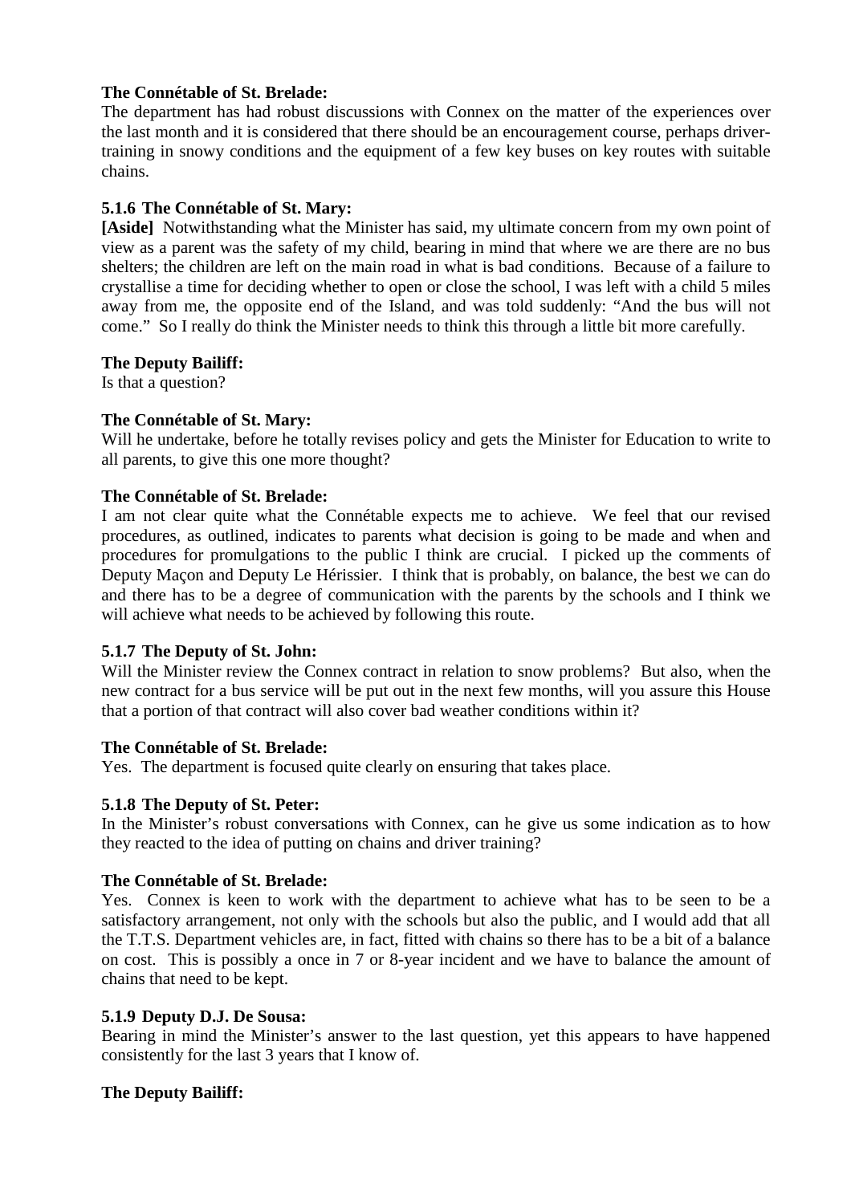**The Connétable of St. Brelade:**

The department has had robust discussions with Connex on the matter of the experiences over the last month and it is considered that there should be an encouragement course, perhaps driver-training in snowy conditions and the equipment of a few key buses on key routes with suitable chains.

### 5.1.6 The Connétable of St. Mary:

**[Aside]** Notwithstanding what the Minister has said, my ultimate concern from my own point of view as a parent was the safety of my child, bearing in mind that where we are there are no bus shelters; the children are left on the main road in what is bad conditions. Because of a failure to crystallise a time for deciding whether to open or close the school, I was left with a child 5 miles away from me, the opposite end of the Island, and was told suddenly: "And the bus will not come." So I really do think the Minister needs to think this through a little bit more carefully.

**The Deputy Bailiff:**

Is that a question?

**The Connétable of St. Mary:**

Will he undertake, before he totally revises policy and gets the Minister for Education to write to all parents, to give this one more thought?

**The Connétable of St. Brelade:**

I am not clear quite what the Connétable expects me to achieve. We feel that our revised procedures, as outlined, indicates to parents what decision is going to be made and when and procedures for promulgations to the public I think are crucial. I picked up the comments of Deputy Maçon and Deputy Le Hérissier. I think that is probably, on balance, the best we can do and there has to be a degree of communication with the parents by the schools and I think we will achieve what needs to be achieved by following this route.

### 5.1.7 The Deputy of St. John:

Will the Minister review the Connex contract in relation to snow problems? But also, when the new contract for a bus service will be put out in the next few months, will you assure this House that a portion of that contract will also cover bad weather conditions within it?

**The Connétable of St. Brelade:**

Yes. The department is focused quite clearly on ensuring that takes place.

### 5.1.8 The Deputy of St. Peter:

In the Minister's robust conversations with Connex, can he give us some indication as to how they reacted to the idea of putting on chains and driver training?

**The Connétable of St. Brelade:**

Yes. Connex is keen to work with the department to achieve what has to be seen to be a satisfactory arrangement, not only with the schools but also the public, and I would add that all the T.T.S. Department vehicles are, in fact, fitted with chains so there has to be a bit of a balance on cost. This is possibly a once in 7 or 8-year incident and we have to balance the amount of chains that need to be kept.

### 5.1.9 Deputy D.J. De Sousa:

Bearing in mind the Minister's answer to the last question, yet this appears to have happened consistently for the last 3 years that I know of.

**The Deputy Bailiff:**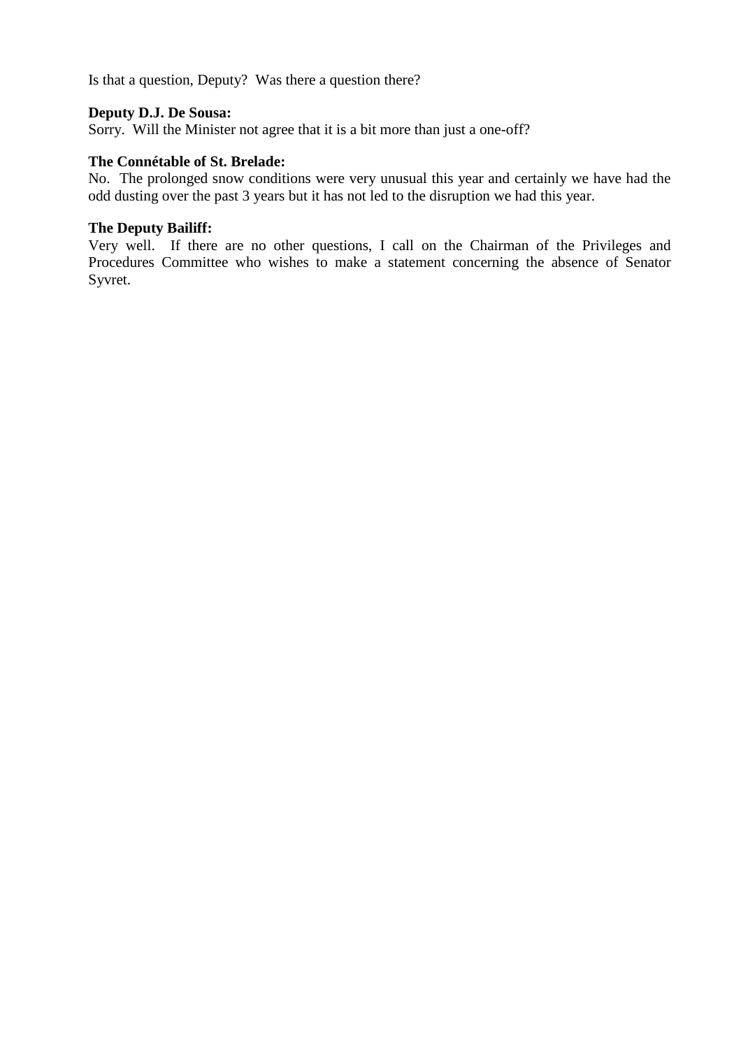Is that a question, Deputy? Was there a question there?

**Deputy D.J. De Sousa:**
Sorry. Will the Minister not agree that it is a bit more than just a one-off?

**The Connétable of St. Brelade:**
No. The prolonged snow conditions were very unusual this year and certainly we have had the odd dusting over the past 3 years but it has not led to the disruption we had this year.

**The Deputy Bailiff:**
Very well. If there are no other questions, I call on the Chairman of the Privileges and Procedures Committee who wishes to make a statement concerning the absence of Senator Syvret.